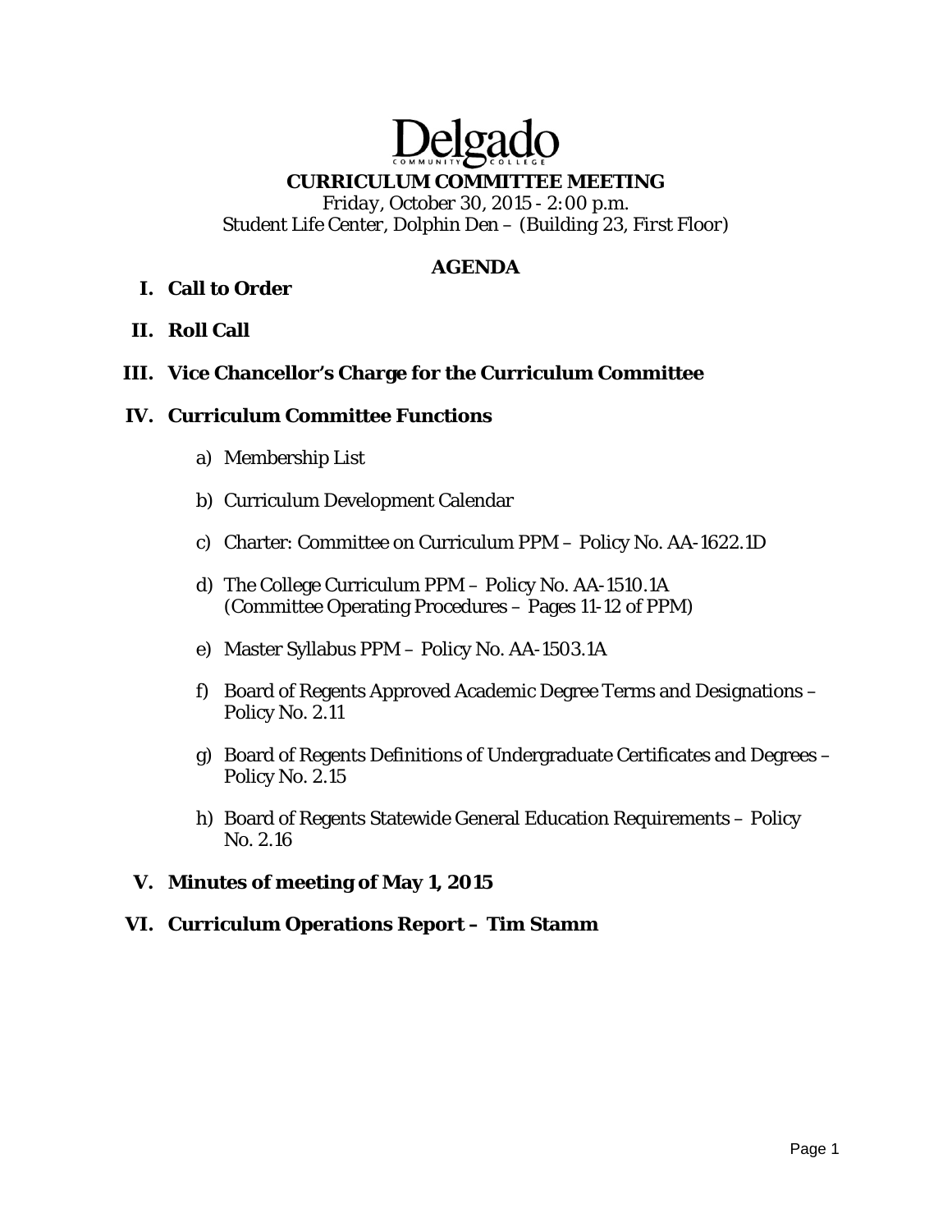Delgado
COMMUNITY COLLEGE

# CURRICULUM COMMITTEE MEETING

Friday, October 30, 2015 - 2:00 p.m.
Student Life Center, Dolphin Den – (Building 23, First Floor)

## AGENDA

**I. Call to Order**

**II. Roll Call**

**III. Vice Chancellor's Charge for the Curriculum Committee**

**IV. Curriculum Committee Functions**

a) Membership List

b) Curriculum Development Calendar

c) Charter: Committee on Curriculum PPM – Policy No. AA-1622.1D

d) The College Curriculum PPM – Policy No. AA-1510.1A (Committee Operating Procedures – Pages 11-12 of PPM)

e) Master Syllabus PPM – Policy No. AA-1503.1A

f) Board of Regents Approved Academic Degree Terms and Designations – Policy No. 2.11

g) Board of Regents Definitions of Undergraduate Certificates and Degrees – Policy No. 2.15

h) Board of Regents Statewide General Education Requirements – Policy No. 2.16

**V. Minutes of meeting of May 1, 2015**

**VI. Curriculum Operations Report – Tim Stamm**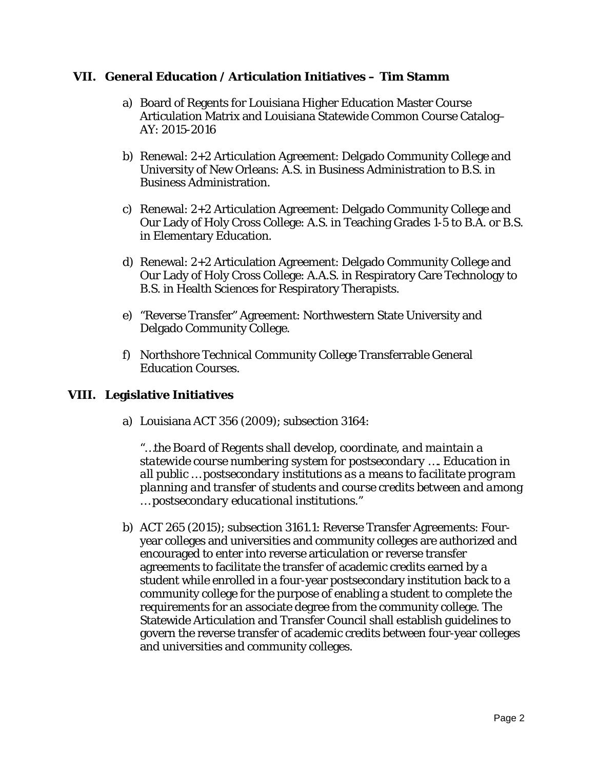## VII. General Education / Articulation Initiatives – Tim Stamm

a) Board of Regents for Louisiana Higher Education Master Course Articulation Matrix and Louisiana Statewide Common Course Catalog– AY: 2015-2016

b) Renewal: 2+2 Articulation Agreement: Delgado Community College and University of New Orleans: A.S. in Business Administration to B.S. in Business Administration.

c) Renewal: 2+2 Articulation Agreement: Delgado Community College and Our Lady of Holy Cross College: A.S. in Teaching Grades 1-5 to B.A. or B.S. in Elementary Education.

d) Renewal: 2+2 Articulation Agreement: Delgado Community College and Our Lady of Holy Cross College: A.A.S. in Respiratory Care Technology to B.S. in Health Sciences for Respiratory Therapists.

e) "Reverse Transfer" Agreement: Northwestern State University and Delgado Community College.

f) Northshore Technical Community College Transferrable General Education Courses.

## VIII. Legislative Initiatives

a) Louisiana ACT 356 (2009); subsection 3164:

"*…the Board of Regents shall develop, coordinate, and maintain a statewide course numbering system for postsecondary …. Education in all public … postsecondary institutions as a means to facilitate program planning and transfer of students and course credits between and among … postsecondary educational institutions.*"

b) ACT 265 (2015); subsection 3161.1: Reverse Transfer Agreements: Four-year colleges and universities and community colleges are authorized and encouraged to enter into reverse articulation or reverse transfer agreements to facilitate the transfer of academic credits earned by a student while enrolled in a four-year postsecondary institution back to a community college for the purpose of enabling a student to complete the requirements for an associate degree from the community college. The Statewide Articulation and Transfer Council shall establish guidelines to govern the reverse transfer of academic credits between four-year colleges and universities and community colleges.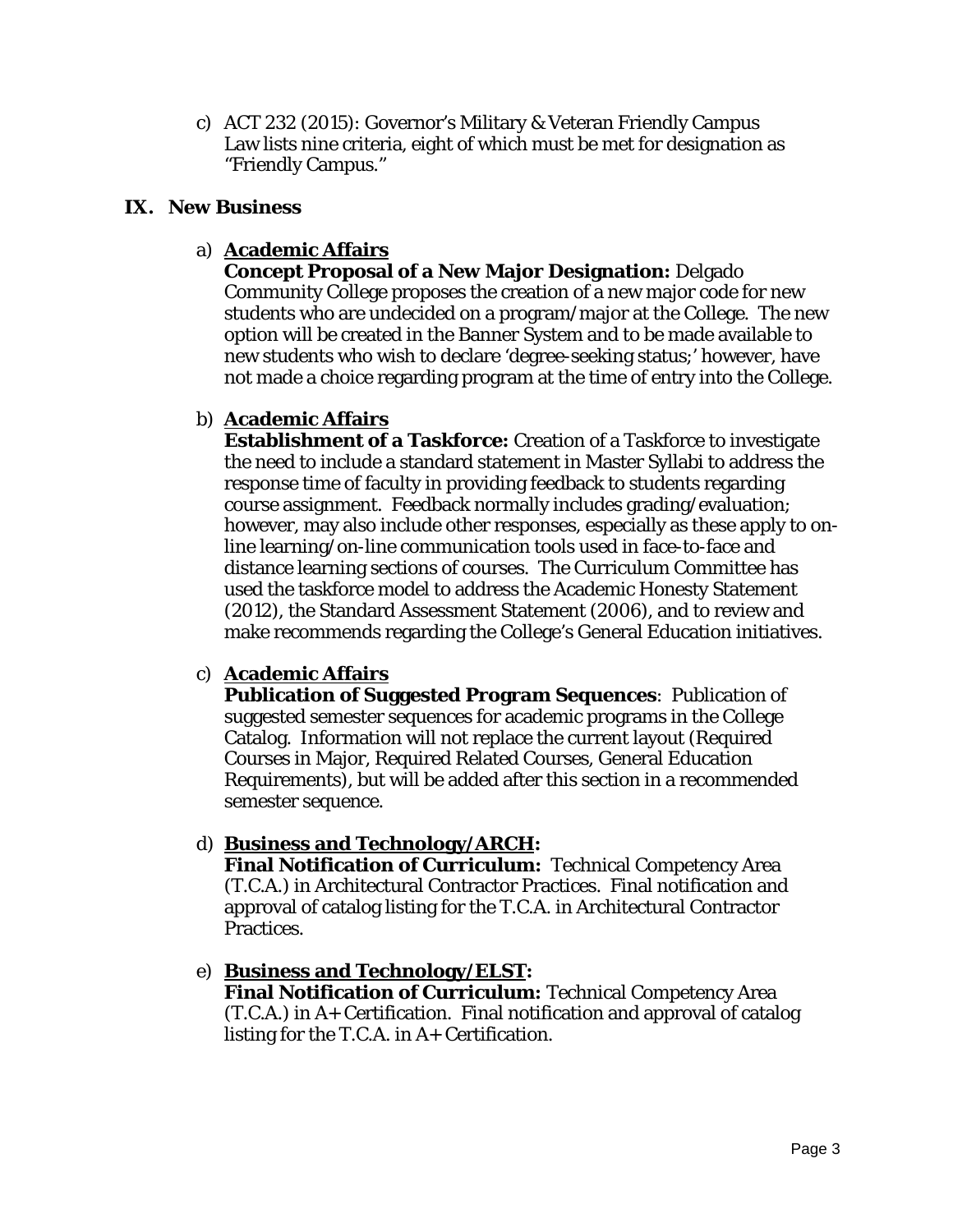c) ACT 232 (2015): Governor's Military & Veteran Friendly Campus Law lists nine criteria, eight of which must be met for designation as "Friendly Campus."

## IX. New Business

a) **<u>Academic Affairs</u>**
**Concept Proposal of a New Major Designation:** Delgado Community College proposes the creation of a new major code for new students who are undecided on a program/major at the College. The new option will be created in the Banner System and to be made available to new students who wish to declare 'degree-seeking status;' however, have not made a choice regarding program at the time of entry into the College.

b) **<u>Academic Affairs</u>**
**Establishment of a Taskforce:** Creation of a Taskforce to investigate the need to include a standard statement in Master Syllabi to address the response time of faculty in providing feedback to students regarding course assignment. Feedback normally includes grading/evaluation; however, may also include other responses, especially as these apply to on-line learning/on-line communication tools used in face-to-face and distance learning sections of courses. The Curriculum Committee has used the taskforce model to address the Academic Honesty Statement (2012), the Standard Assessment Statement (2006), and to review and make recommends regarding the College's General Education initiatives.

c) **<u>Academic Affairs</u>**
**Publication of Suggested Program Sequences**: Publication of suggested semester sequences for academic programs in the College Catalog. Information will not replace the current layout (Required Courses in Major, Required Related Courses, General Education Requirements), but will be added after this section in a recommended semester sequence.

d) **<u>Business and Technology/ARCH</u>:**
**Final Notification of Curriculum:** Technical Competency Area (T.C.A.) in Architectural Contractor Practices. Final notification and approval of catalog listing for the T.C.A. in Architectural Contractor Practices.

e) **<u>Business and Technology/ELST</u>:**
**Final Notification of Curriculum:** Technical Competency Area (T.C.A.) in A+ Certification. Final notification and approval of catalog listing for the T.C.A. in A+ Certification.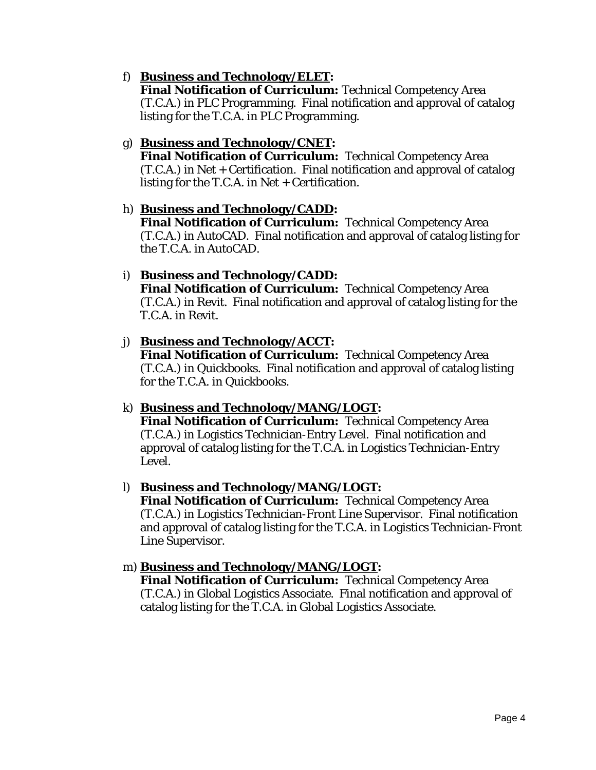f) **<u>Business and Technology/ELET</u>:**
   **Final Notification of Curriculum:** Technical Competency Area (T.C.A.) in PLC Programming. Final notification and approval of catalog listing for the T.C.A. in PLC Programming.

g) **<u>Business and Technology/CNET</u>:**
   **Final Notification of Curriculum:** Technical Competency Area (T.C.A.) in Net + Certification. Final notification and approval of catalog listing for the T.C.A. in Net + Certification.

h) **<u>Business and Technology/CADD</u>:**
   **Final Notification of Curriculum:** Technical Competency Area (T.C.A.) in AutoCAD. Final notification and approval of catalog listing for the T.C.A. in AutoCAD.

i) **<u>Business and Technology/CADD</u>:**
   **Final Notification of Curriculum:** Technical Competency Area (T.C.A.) in Revit. Final notification and approval of catalog listing for the T.C.A. in Revit.

j) **<u>Business and Technology/ACCT</u>:**
   **Final Notification of Curriculum:** Technical Competency Area (T.C.A.) in Quickbooks. Final notification and approval of catalog listing for the T.C.A. in Quickbooks.

k) **<u>Business and Technology/MANG/LOGT</u>:**
   **Final Notification of Curriculum:** Technical Competency Area (T.C.A.) in Logistics Technician-Entry Level. Final notification and approval of catalog listing for the T.C.A. in Logistics Technician-Entry Level.

l) **<u>Business and Technology/MANG/LOGT</u>:**
   **Final Notification of Curriculum:** Technical Competency Area (T.C.A.) in Logistics Technician-Front Line Supervisor. Final notification and approval of catalog listing for the T.C.A. in Logistics Technician-Front Line Supervisor.

m) **<u>Business and Technology/MANG/LOGT</u>:**
   **Final Notification of Curriculum:** Technical Competency Area (T.C.A.) in Global Logistics Associate. Final notification and approval of catalog listing for the T.C.A. in Global Logistics Associate.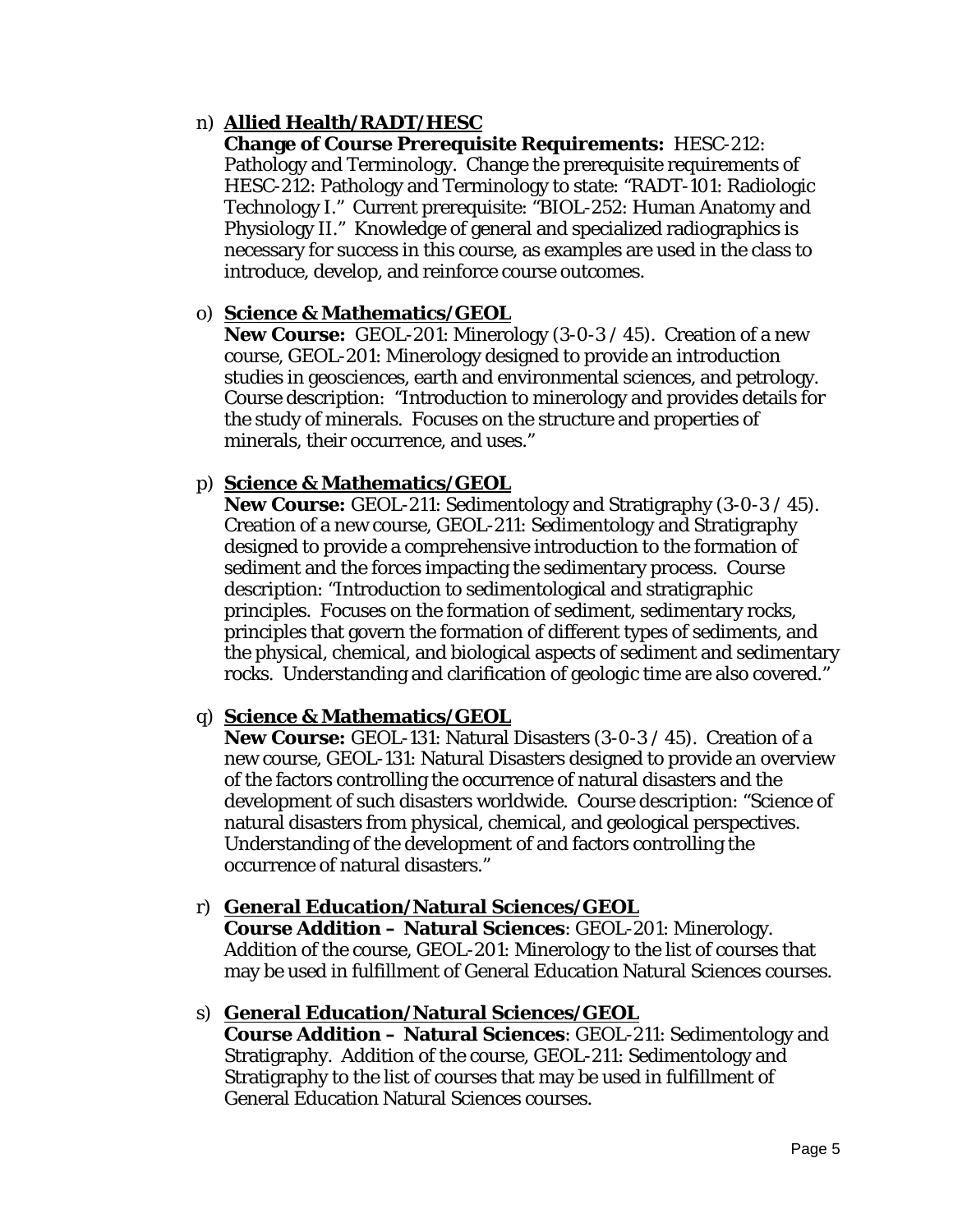n) **<u>Allied Health/RADT/HESC</u>**
   **Change of Course Prerequisite Requirements:** HESC-212: Pathology and Terminology. Change the prerequisite requirements of HESC-212: Pathology and Terminology to state: "RADT-101: Radiologic Technology I." Current prerequisite: "BIOL-252: Human Anatomy and Physiology II." Knowledge of general and specialized radiographics is necessary for success in this course, as examples are used in the class to introduce, develop, and reinforce course outcomes.

o) **<u>Science & Mathematics/GEOL</u>**
   **New Course:** GEOL-201: Minerology (3-0-3 / 45). Creation of a new course, GEOL-201: Minerology designed to provide an introduction studies in geosciences, earth and environmental sciences, and petrology. Course description: "Introduction to minerology and provides details for the study of minerals. Focuses on the structure and properties of minerals, their occurrence, and uses."

p) **<u>Science & Mathematics/GEOL</u>**
   **New Course:** GEOL-211: Sedimentology and Stratigraphy (3-0-3 / 45). Creation of a new course, GEOL-211: Sedimentology and Stratigraphy designed to provide a comprehensive introduction to the formation of sediment and the forces impacting the sedimentary process. Course description: "Introduction to sedimentological and stratigraphic principles. Focuses on the formation of sediment, sedimentary rocks, principles that govern the formation of different types of sediments, and the physical, chemical, and biological aspects of sediment and sedimentary rocks. Understanding and clarification of geologic time are also covered."

q) **<u>Science & Mathematics/GEOL</u>**
   **New Course:** GEOL-131: Natural Disasters (3-0-3 / 45). Creation of a new course, GEOL-131: Natural Disasters designed to provide an overview of the factors controlling the occurrence of natural disasters and the development of such disasters worldwide. Course description: "Science of natural disasters from physical, chemical, and geological perspectives. Understanding of the development of and factors controlling the occurrence of natural disasters."

r) **<u>General Education/Natural Sciences/GEOL</u>**
   **Course Addition – Natural Sciences**: GEOL-201: Minerology. Addition of the course, GEOL-201: Minerology to the list of courses that may be used in fulfillment of General Education Natural Sciences courses.

s) **<u>General Education/Natural Sciences/GEOL</u>**
   **Course Addition – Natural Sciences**: GEOL-211: Sedimentology and Stratigraphy. Addition of the course, GEOL-211: Sedimentology and Stratigraphy to the list of courses that may be used in fulfillment of General Education Natural Sciences courses.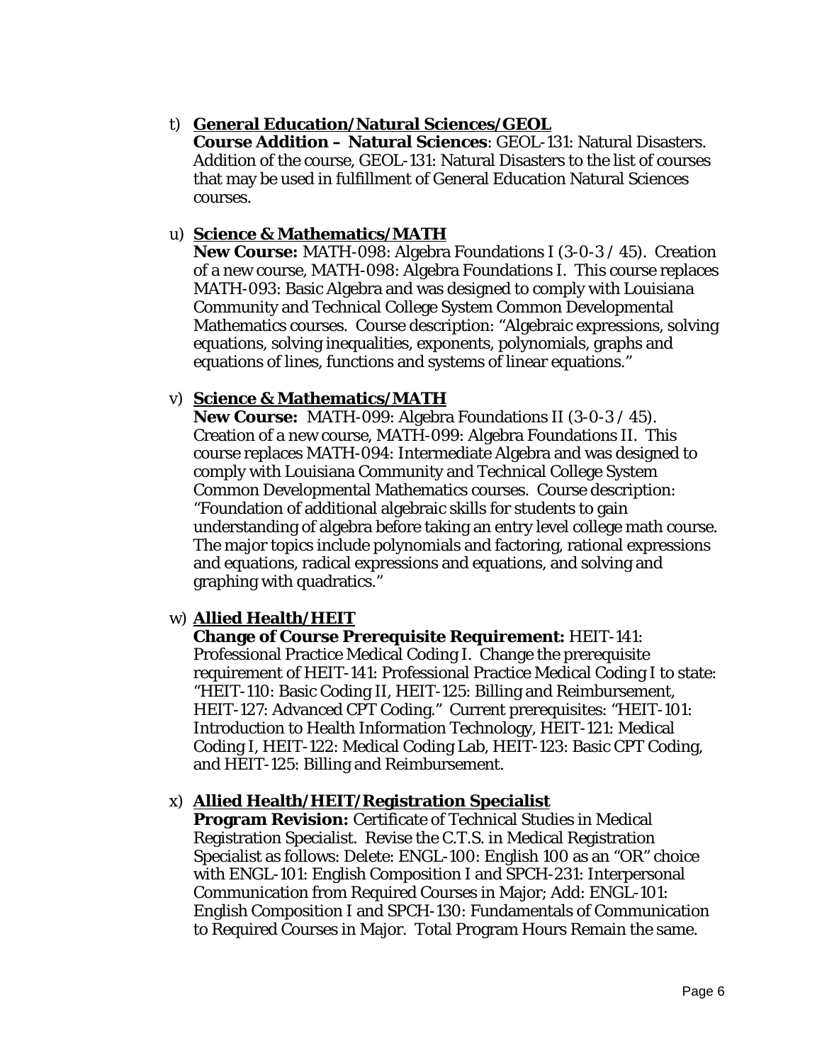t) **General Education/Natural Sciences/GEOL**
   **Course Addition – Natural Sciences**: GEOL-131: Natural Disasters. Addition of the course, GEOL-131: Natural Disasters to the list of courses that may be used in fulfillment of General Education Natural Sciences courses.

u) **Science & Mathematics/MATH**
   **New Course:** MATH-098: Algebra Foundations I (3-0-3 / 45). Creation of a new course, MATH-098: Algebra Foundations I. This course replaces MATH-093: Basic Algebra and was designed to comply with Louisiana Community and Technical College System Common Developmental Mathematics courses. Course description: "Algebraic expressions, solving equations, solving inequalities, exponents, polynomials, graphs and equations of lines, functions and systems of linear equations."

v) **Science & Mathematics/MATH**
   **New Course:** MATH-099: Algebra Foundations II (3-0-3 / 45). Creation of a new course, MATH-099: Algebra Foundations II. This course replaces MATH-094: Intermediate Algebra and was designed to comply with Louisiana Community and Technical College System Common Developmental Mathematics courses. Course description: "Foundation of additional algebraic skills for students to gain understanding of algebra before taking an entry level college math course. The major topics include polynomials and factoring, rational expressions and equations, radical expressions and equations, and solving and graphing with quadratics."

w) **Allied Health/HEIT**
   **Change of Course Prerequisite Requirement:** HEIT-141: Professional Practice Medical Coding I. Change the prerequisite requirement of HEIT-141: Professional Practice Medical Coding I to state: "HEIT-110: Basic Coding II, HEIT-125: Billing and Reimbursement, HEIT-127: Advanced CPT Coding." Current prerequisites: "HEIT-101: Introduction to Health Information Technology, HEIT-121: Medical Coding I, HEIT-122: Medical Coding Lab, HEIT-123: Basic CPT Coding, and HEIT-125: Billing and Reimbursement.

x) **Allied Health/HEIT/Registration Specialist**
   **Program Revision:** Certificate of Technical Studies in Medical Registration Specialist. Revise the C.T.S. in Medical Registration Specialist as follows: Delete: ENGL-100: English 100 as an "OR" choice with ENGL-101: English Composition I and SPCH-231: Interpersonal Communication from Required Courses in Major; Add: ENGL-101: English Composition I and SPCH-130: Fundamentals of Communication to Required Courses in Major. Total Program Hours Remain the same.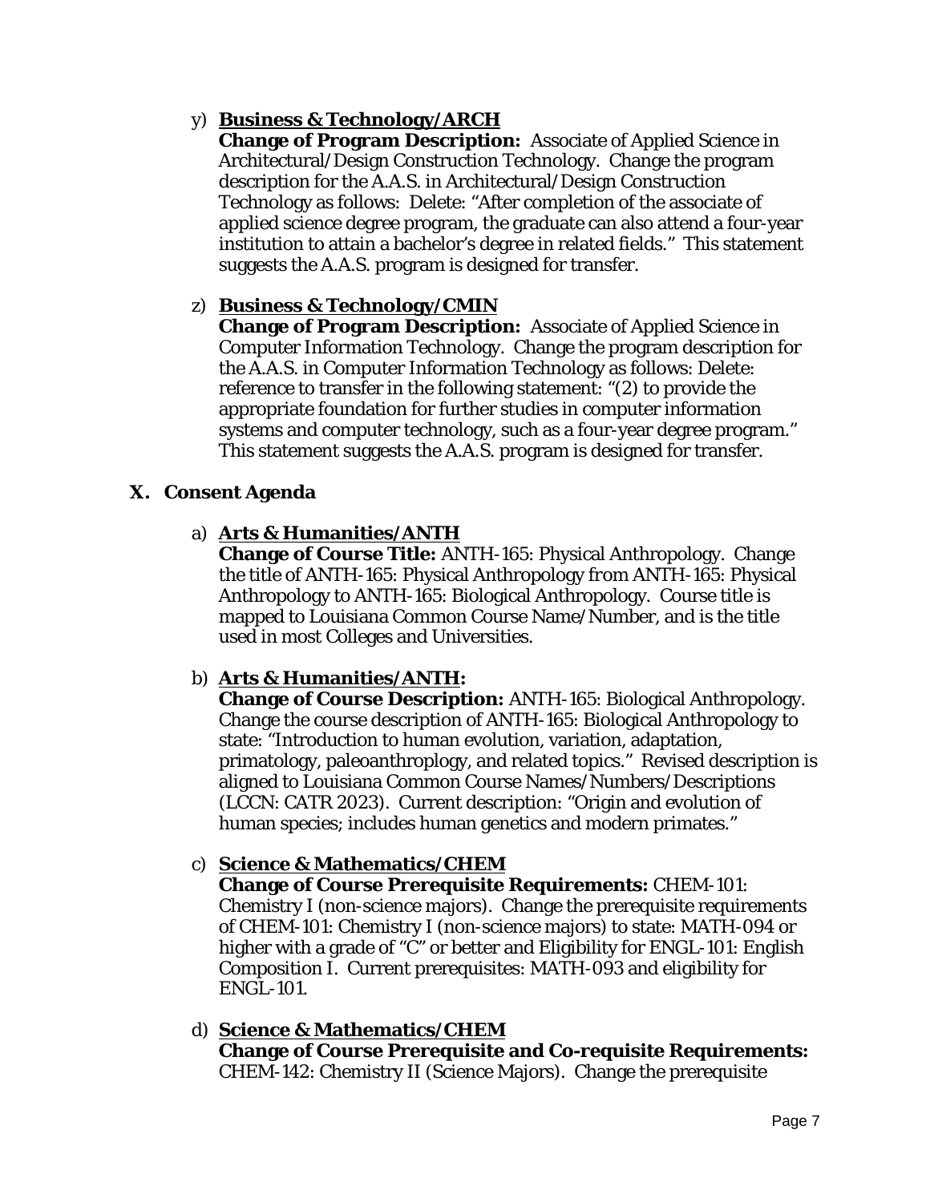y) **Business & Technology/ARCH**
   **Change of Program Description:** Associate of Applied Science in Architectural/Design Construction Technology. Change the program description for the A.A.S. in Architectural/Design Construction Technology as follows: Delete: "After completion of the associate of applied science degree program, the graduate can also attend a four-year institution to attain a bachelor's degree in related fields." This statement suggests the A.A.S. program is designed for transfer.

z) **Business & Technology/CMIN**
   **Change of Program Description:** Associate of Applied Science in Computer Information Technology. Change the program description for the A.A.S. in Computer Information Technology as follows: Delete: reference to transfer in the following statement: "(2) to provide the appropriate foundation for further studies in computer information systems and computer technology, such as a four-year degree program." This statement suggests the A.A.S. program is designed for transfer.

## X. Consent Agenda

a) **Arts & Humanities/ANTH**
   **Change of Course Title:** ANTH-165: Physical Anthropology. Change the title of ANTH-165: Physical Anthropology *from* ANTH-165: Physical Anthropology to ANTH-165: Biological Anthropology. Course title is mapped to Louisiana Common Course Name/Number, and is the title used in most Colleges and Universities.

b) **Arts & Humanities/ANTH:**
   **Change of Course Description:** ANTH-165: Biological Anthropology. Change the course description of ANTH-165: Biological Anthropology to state: "Introduction to human evolution, variation, adaptation, primatology, paleoanthroplogy, and related topics." Revised description is aligned to Louisiana Common Course Names/Numbers/Descriptions (LCCN: CATR 2023). Current description: "Origin and evolution of human species; includes human genetics and modern primates."

c) **Science & Mathematics/CHEM**
   **Change of Course Prerequisite Requirements:** CHEM-101: Chemistry I (non-science majors). Change the prerequisite requirements of CHEM-101: Chemistry I (non-science majors) to state: MATH-094 or higher with a grade of "C" or better and Eligibility for ENGL-101: English Composition I. Current prerequisites: MATH-093 and eligibility for ENGL-101.

d) **Science & Mathematics/CHEM**
   **Change of Course Prerequisite and Co-requisite Requirements:** CHEM-142: Chemistry II (Science Majors). Change the prerequisite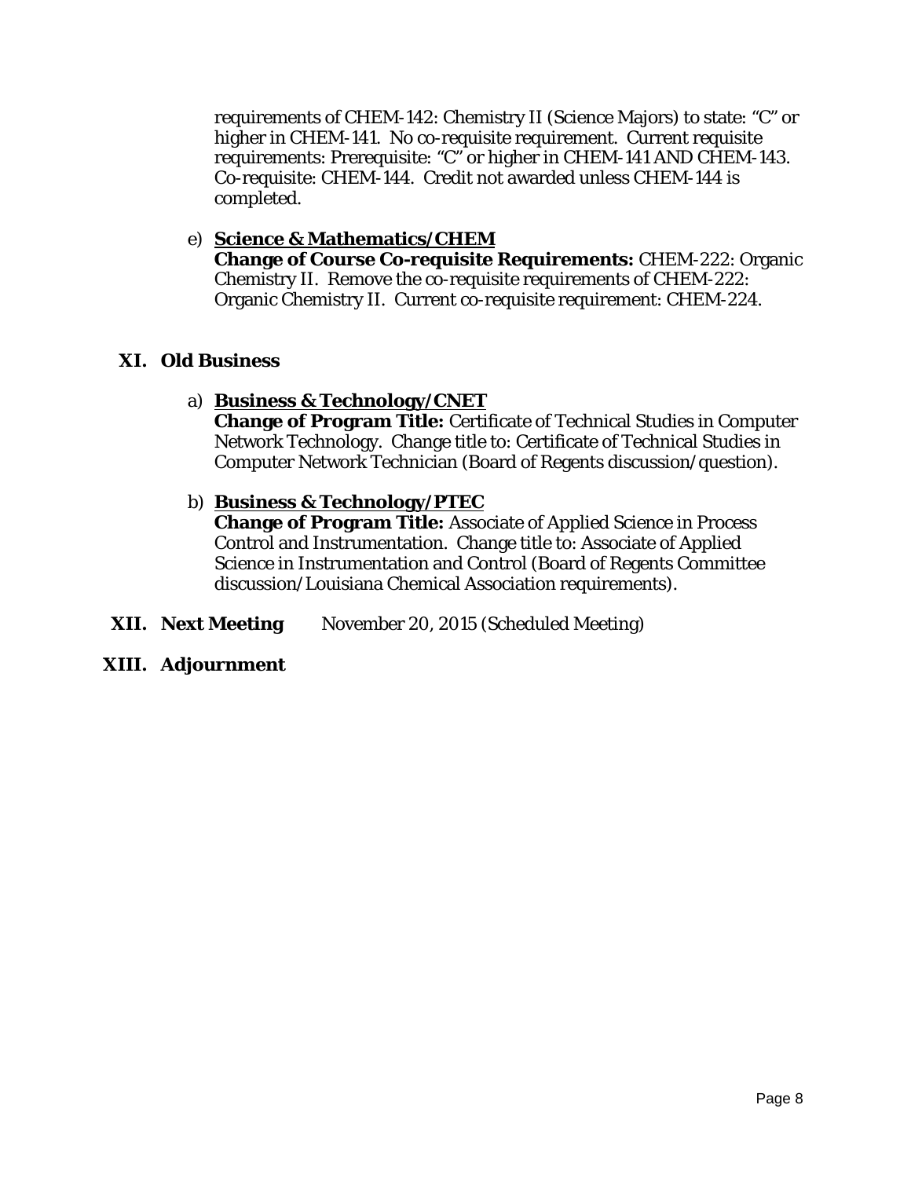requirements of CHEM-142: Chemistry II (Science Majors) to state: "C" or higher in CHEM-141. No co-requisite requirement. Current requisite requirements: Prerequisite: "C" or higher in CHEM-141 AND CHEM-143. Co-requisite: CHEM-144. Credit not awarded unless CHEM-144 is completed.

e) **Science & Mathematics/CHEM**
**Change of Course Co-requisite Requirements:** CHEM-222: Organic Chemistry II. Remove the co-requisite requirements of CHEM-222: Organic Chemistry II. Current co-requisite requirement: CHEM-224.

## XI. Old Business

a) **Business & Technology/CNET**
**Change of Program Title:** Certificate of Technical Studies in Computer Network Technology. Change title to: Certificate of Technical Studies in Computer Network Technician (Board of Regents discussion/question).

b) **Business & Technology/PTEC**
**Change of Program Title:** Associate of Applied Science in Process Control and Instrumentation. Change title to: Associate of Applied Science in Instrumentation and Control (Board of Regents Committee discussion/Louisiana Chemical Association requirements).

## XII. Next Meeting

November 20, 2015 (Scheduled Meeting)

## XIII. Adjournment